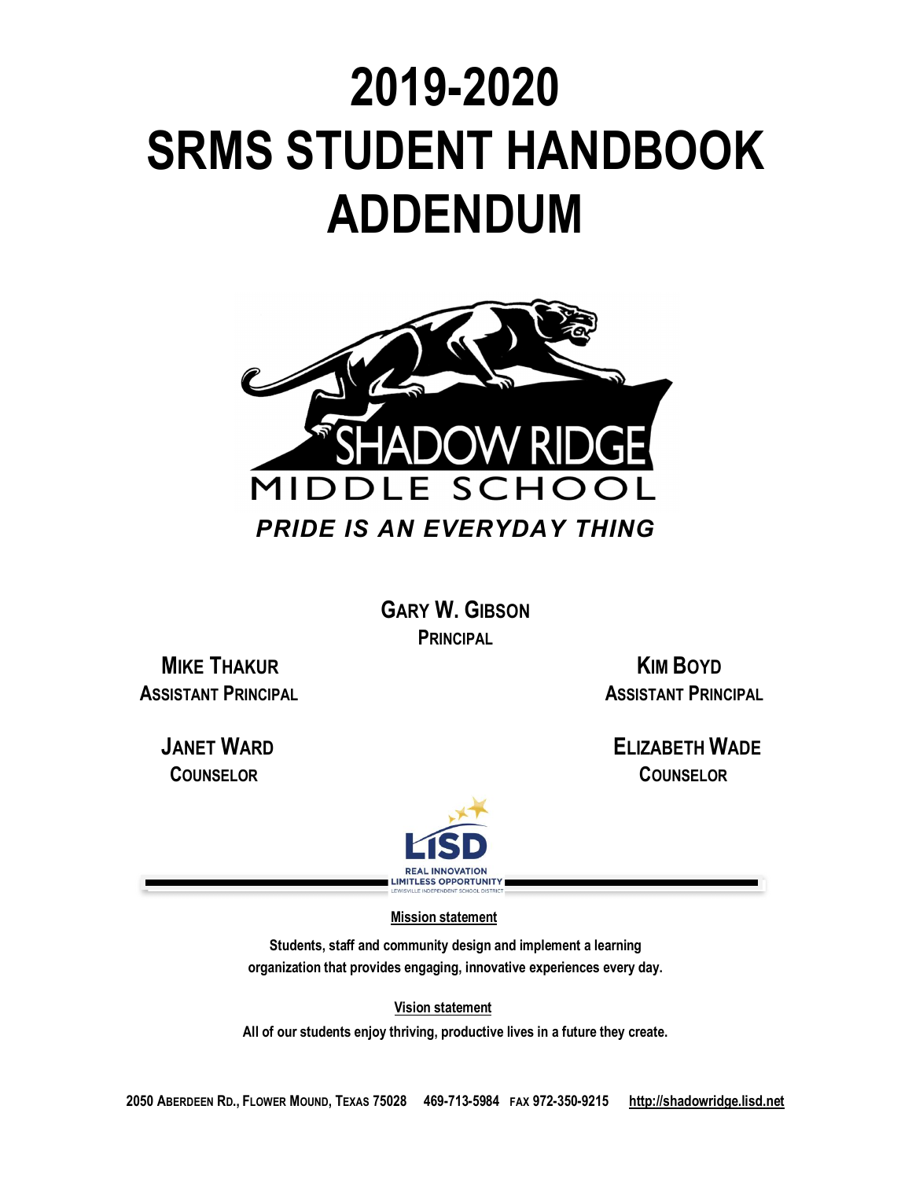# 2019-2020 SRMS STUDENT HANDBOOK ADDENDUM

SHADOW RIDGE MIDDLE SCHOOL

***PRIDE IS AN EVERYDAY THING***

**GARY W. GIBSON**
**PRINCIPAL**

**MIKE THAKUR**
**ASSISTANT PRINCIPAL**

**KIM BOYD**
**ASSISTANT PRINCIPAL**

**JANET WARD**
**COUNSELOR**

**ELIZABETH WADE**
**COUNSELOR**

LISD
REAL INNOVATION
LIMITLESS OPPORTUNITY
LEWISVILLE INDEPENDENT SCHOOL DISTRICT

**Mission statement**

**Students, staff and community design and implement a learning organization that provides engaging, innovative experiences every day.**

**Vision statement**

**All of our students enjoy thriving, productive lives in a future they create.**

**2050 ABERDEEN RD., FLOWER MOUND, TEXAS 75028 469-713-5984 FAX 972-350-9215 http://shadowridge.lisd.net**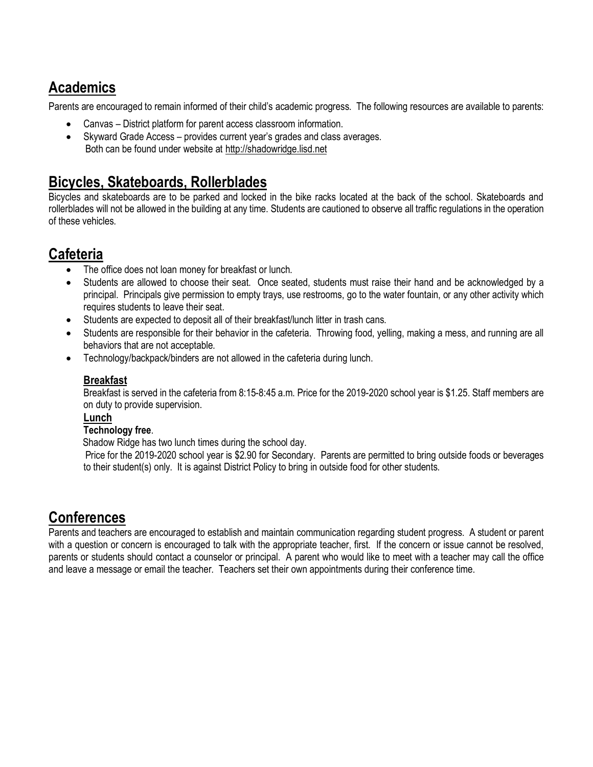## Academics

Parents are encouraged to remain informed of their child's academic progress. The following resources are available to parents:

- Canvas – District platform for parent access classroom information.
- Skyward Grade Access – provides current year's grades and class averages.
  Both can be found under website at http://shadowridge.lisd.net

## Bicycles, Skateboards, Rollerblades

Bicycles and skateboards are to be parked and locked in the bike racks located at the back of the school. Skateboards and rollerblades will not be allowed in the building at any time. Students are cautioned to observe all traffic regulations in the operation of these vehicles.

## Cafeteria

- The office does not loan money for breakfast or lunch.
- Students are allowed to choose their seat. Once seated, students must raise their hand and be acknowledged by a principal. Principals give permission to empty trays, use restrooms, go to the water fountain, or any other activity which requires students to leave their seat.
- Students are expected to deposit all of their breakfast/lunch litter in trash cans.
- Students are responsible for their behavior in the cafeteria. Throwing food, yelling, making a mess, and running are all behaviors that are not acceptable.
- Technology/backpack/binders are not allowed in the cafeteria during lunch.

### Breakfast

Breakfast is served in the cafeteria from 8:15-8:45 a.m. Price for the 2019-2020 school year is $1.25. Staff members are on duty to provide supervision.

### Lunch

**Technology free**.

Shadow Ridge has two lunch times during the school day.

Price for the 2019-2020 school year is $2.90 for Secondary. Parents are permitted to bring outside foods or beverages to their student(s) only. It is against District Policy to bring in outside food for other students.

## Conferences

Parents and teachers are encouraged to establish and maintain communication regarding student progress. A student or parent with a question or concern is encouraged to talk with the appropriate teacher, first. If the concern or issue cannot be resolved, parents or students should contact a counselor or principal. A parent who would like to meet with a teacher may call the office and leave a message or email the teacher. Teachers set their own appointments during their conference time.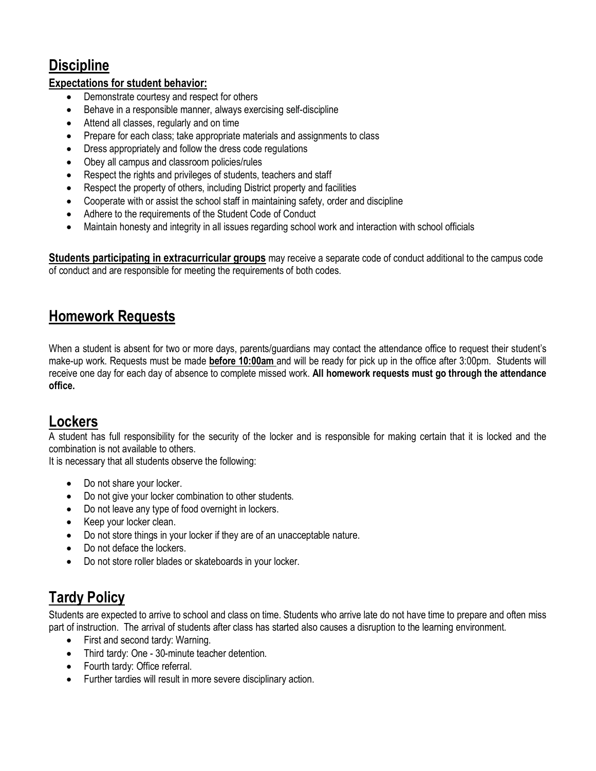## Discipline

**Expectations for student behavior:**

- Demonstrate courtesy and respect for others
- Behave in a responsible manner, always exercising self-discipline
- Attend all classes, regularly and on time
- Prepare for each class; take appropriate materials and assignments to class
- Dress appropriately and follow the dress code regulations
- Obey all campus and classroom policies/rules
- Respect the rights and privileges of students, teachers and staff
- Respect the property of others, including District property and facilities
- Cooperate with or assist the school staff in maintaining safety, order and discipline
- Adhere to the requirements of the Student Code of Conduct
- Maintain honesty and integrity in all issues regarding school work and interaction with school officials

**Students participating in extracurricular groups** may receive a separate code of conduct additional to the campus code of conduct and are responsible for meeting the requirements of both codes.

## Homework Requests

When a student is absent for two or more days, parents/guardians may contact the attendance office to request their student's make-up work. Requests must be made **before 10:00am** and will be ready for pick up in the office after 3:00pm. Students will receive one day for each day of absence to complete missed work. **All homework requests must go through the attendance office.**

## Lockers

A student has full responsibility for the security of the locker and is responsible for making certain that it is locked and the combination is not available to others.

It is necessary that all students observe the following:

- Do not share your locker.
- Do not give your locker combination to other students.
- Do not leave any type of food overnight in lockers.
- Keep your locker clean.
- Do not store things in your locker if they are of an unacceptable nature.
- Do not deface the lockers.
- Do not store roller blades or skateboards in your locker.

## Tardy Policy

Students are expected to arrive to school and class on time. Students who arrive late do not have time to prepare and often miss part of instruction. The arrival of students after class has started also causes a disruption to the learning environment.

- First and second tardy: Warning.
- Third tardy: One - 30-minute teacher detention.
- Fourth tardy: Office referral.
- Further tardies will result in more severe disciplinary action.